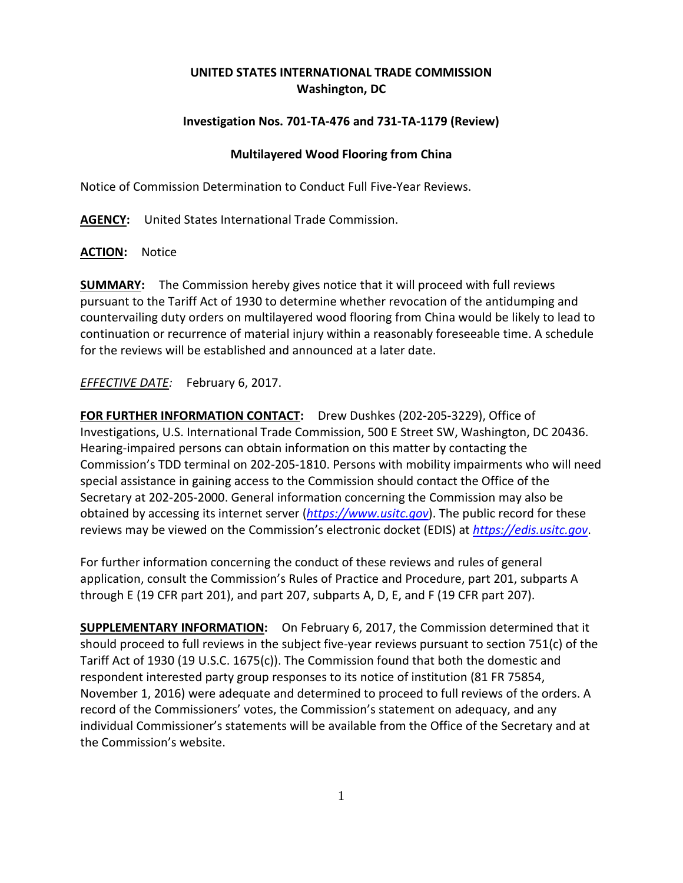**UNITED STATES INTERNATIONAL TRADE COMMISSION**
**Washington, DC**

**Investigation Nos. 701-TA-476 and 731-TA-1179 (Review)**

**Multilayered Wood Flooring from China**

Notice of Commission Determination to Conduct Full Five-Year Reviews.

**AGENCY:** United States International Trade Commission.

**ACTION:** Notice

**SUMMARY:** The Commission hereby gives notice that it will proceed with full reviews pursuant to the Tariff Act of 1930 to determine whether revocation of the antidumping and countervailing duty orders on multilayered wood flooring from China would be likely to lead to continuation or recurrence of material injury within a reasonably foreseeable time. A schedule for the reviews will be established and announced at a later date.

*EFFECTIVE DATE:* February 6, 2017.

**FOR FURTHER INFORMATION CONTACT:** Drew Dushkes (202-205-3229), Office of Investigations, U.S. International Trade Commission, 500 E Street SW, Washington, DC 20436. Hearing-impaired persons can obtain information on this matter by contacting the Commission's TDD terminal on 202-205-1810. Persons with mobility impairments who will need special assistance in gaining access to the Commission should contact the Office of the Secretary at 202-205-2000. General information concerning the Commission may also be obtained by accessing its internet server (*https://www.usitc.gov*). The public record for these reviews may be viewed on the Commission's electronic docket (EDIS) at *https://edis.usitc.gov*.

For further information concerning the conduct of these reviews and rules of general application, consult the Commission's Rules of Practice and Procedure, part 201, subparts A through E (19 CFR part 201), and part 207, subparts A, D, E, and F (19 CFR part 207).

**SUPPLEMENTARY INFORMATION:** On February 6, 2017, the Commission determined that it should proceed to full reviews in the subject five-year reviews pursuant to section 751(c) of the Tariff Act of 1930 (19 U.S.C. 1675(c)). The Commission found that both the domestic and respondent interested party group responses to its notice of institution (81 FR 75854, November 1, 2016) were adequate and determined to proceed to full reviews of the orders. A record of the Commissioners' votes, the Commission's statement on adequacy, and any individual Commissioner's statements will be available from the Office of the Secretary and at the Commission's website.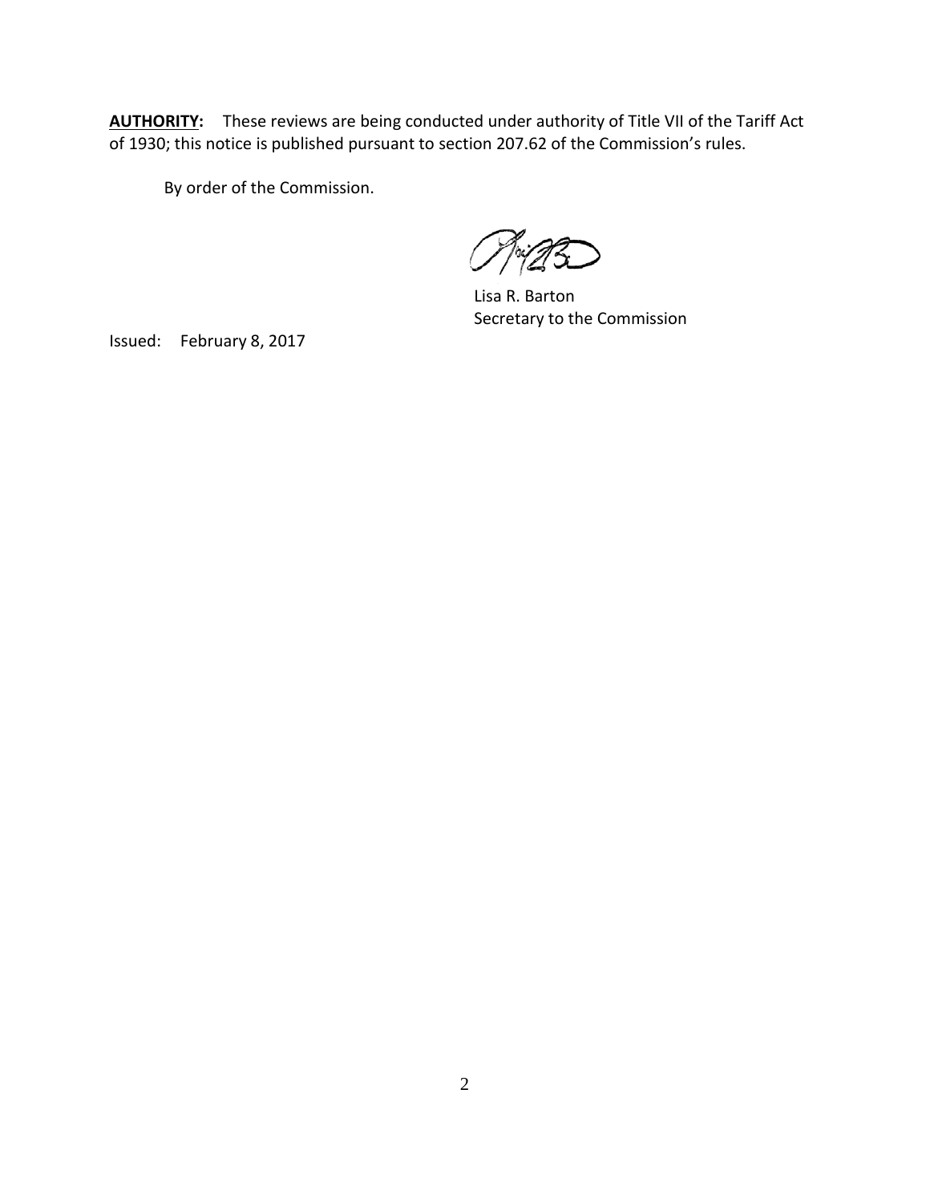**AUTHORITY:** These reviews are being conducted under authority of Title VII of the Tariff Act of 1930; this notice is published pursuant to section 207.62 of the Commission's rules.

By order of the Commission.

Lisa R. Barton
Secretary to the Commission

Issued: February 8, 2017